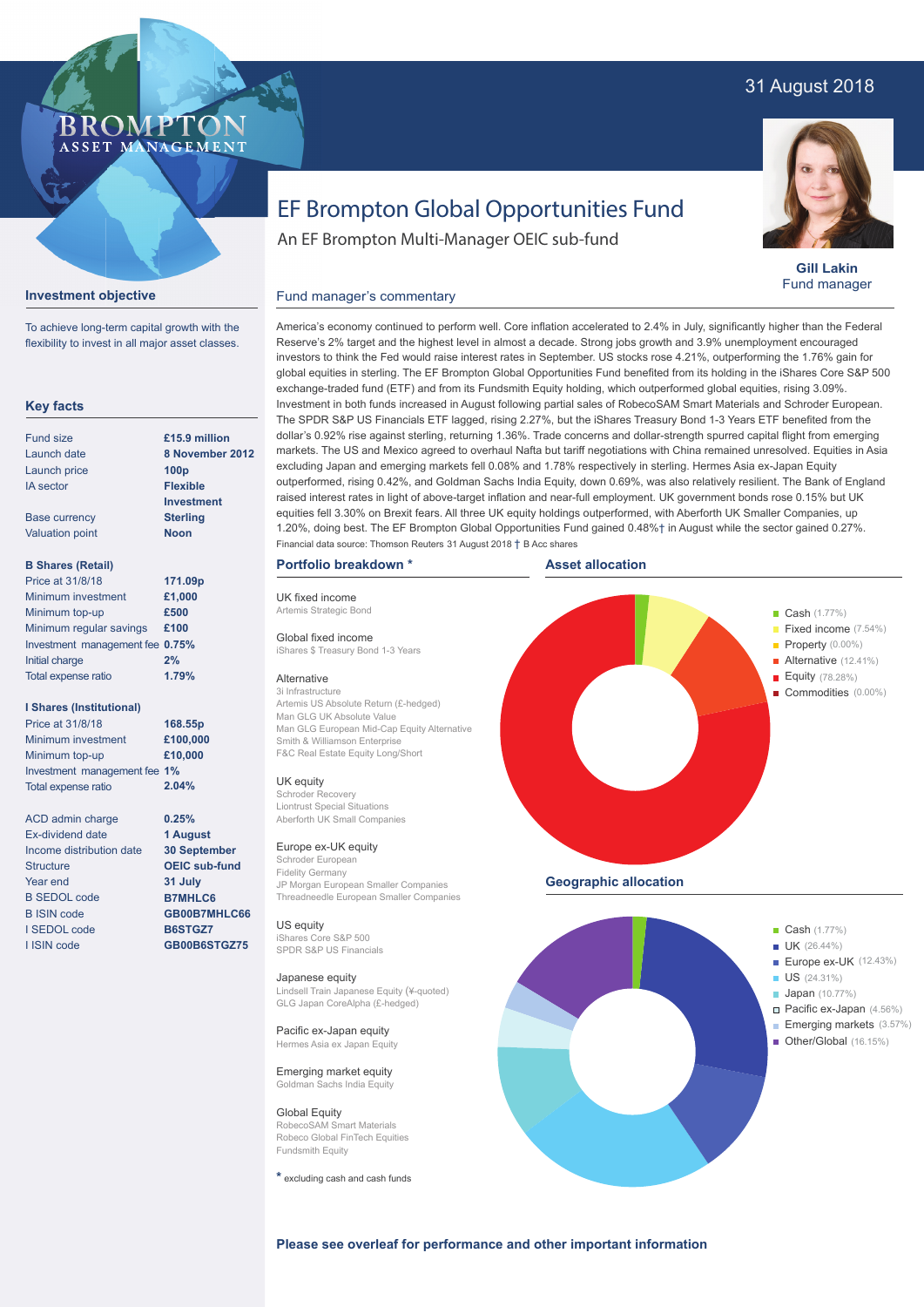31 August 2018

BROMPTON ASSET MANAGEMENT

# EF Brompton Global Opportunities Fund

An EF Brompton Multi-Manager OEIC sub-fund

**Gill Lakin**
Fund manager

## Investment objective

To achieve long-term capital growth with the flexibility to invest in all major asset classes.

## Key facts

| | |
|---|---|
| Fund size | **£15.9 million** |
| Launch date | **8 November 2012** |
| Launch price | **100p** |
| IA sector | **Flexible Investment** |
| Base currency | **Sterling** |
| Valuation point | **Noon** |

**B Shares (Retail)**

| | |
|---|---|
| Price at 31/8/18 | **171.09p** |
| Minimum investment | **£1,000** |
| Minimum top-up | **£500** |
| Minimum regular savings | **£100** |
| Investment management fee | **0.75%** |
| Initial charge | **2%** |
| Total expense ratio | **1.79%** |

**I Shares (Institutional)**

| | |
|---|---|
| Price at 31/8/18 | **168.55p** |
| Minimum investment | **£100,000** |
| Minimum top-up | **£10,000** |
| Investment management fee | **1%** |
| Total expense ratio | **2.04%** |

| | |
|---|---|
| ACD admin charge | **0.25%** |
| Ex-dividend date | **1 August** |
| Income distribution date | **30 September** |
| Structure | **OEIC sub-fund** |
| Year end | **31 July** |
| B SEDOL code | **B7MHLC6** |
| B ISIN code | **GB00B7MHLC66** |
| I SEDOL code | **B6STGZ7** |
| I ISIN code | **GB00B6STGZ75** |

## Fund manager's commentary

America's economy continued to perform well. Core inflation accelerated to 2.4% in July, significantly higher than the Federal Reserve's 2% target and the highest level in almost a decade. Strong jobs growth and 3.9% unemployment encouraged investors to think the Fed would raise interest rates in September. US stocks rose 4.21%, outperforming the 1.76% gain for global equities in sterling. The EF Brompton Global Opportunities Fund benefited from its holding in the iShares Core S&P 500 exchange-traded fund (ETF) and from its Fundsmith Equity holding, which outperformed global equities, rising 3.09%. Investment in both funds increased in August following partial sales of RobecoSAM Smart Materials and Schroder European. The SPDR S&P US Financials ETF lagged, rising 2.27%, but the iShares Treasury Bond 1-3 Years ETF benefited from the dollar's 0.92% rise against sterling, returning 1.36%. Trade concerns and dollar-strength spurred capital flight from emerging markets. The US and Mexico agreed to overhaul Nafta but tariff negotiations with China remained unresolved. Equities in Asia excluding Japan and emerging markets fell 0.08% and 1.78% respectively in sterling. Hermes Asia ex-Japan Equity outperformed, rising 0.42%, and Goldman Sachs India Equity, down 0.69%, was also relatively resilient. The Bank of England raised interest rates in light of above-target inflation and near-full employment. UK government bonds rose 0.15% but UK equities fell 3.30% on Brexit fears. All three UK equity holdings outperformed, with Aberforth UK Smaller Companies, up 1.20%, doing best. The EF Brompton Global Opportunities Fund gained 0.48%† in August while the sector gained 0.27%.

Financial data source: Thomson Reuters 31 August 2018 † B Acc shares

## Portfolio breakdown *

**UK fixed income**
Artemis Strategic Bond

**Global fixed income**
iShares $ Treasury Bond 1-3 Years

**Alternative**
3i Infrastructure
Artemis US Absolute Return (£-hedged)
Man GLG UK Absolute Value
Man GLG European Mid-Cap Equity Alternative
Smith & Williamson Enterprise
F&C Real Estate Equity Long/Short

**UK equity**
Schroder Recovery
Liontrust Special Situations
Aberforth UK Small Companies

**Europe ex-UK equity**
Schroder European
Fidelity Germany
JP Morgan European Smaller Companies
Threadneedle European Smaller Companies

**US equity**
iShares Core S&P 500
SPDR S&P US Financials

**Japanese equity**
Lindsell Train Japanese Equity (¥-quoted)
GLG Japan CoreAlpha (£-hedged)

**Pacific ex-Japan equity**
Hermes Asia ex Japan Equity

**Emerging market equity**
Goldman Sachs India Equity

**Global Equity**
RobecoSAM Smart Materials
Robeco Global FinTech Equities
Fundsmith Equity

* excluding cash and cash funds

## Asset allocation

- Cash (1.77%)
- Fixed income (7.54%)
- Property (0.00%)
- Alternative (12.41%)
- Equity (78.28%)
- Commodities (0.00%)

## Geographic allocation

- Cash (1.77%)
- UK (26.44%)
- Europe ex-UK (12.43%)
- US (24.31%)
- Japan (10.77%)
- Pacific ex-Japan (4.56%)
- Emerging markets (3.57%)
- Other/Global (16.15%)

**Please see overleaf for performance and other important information**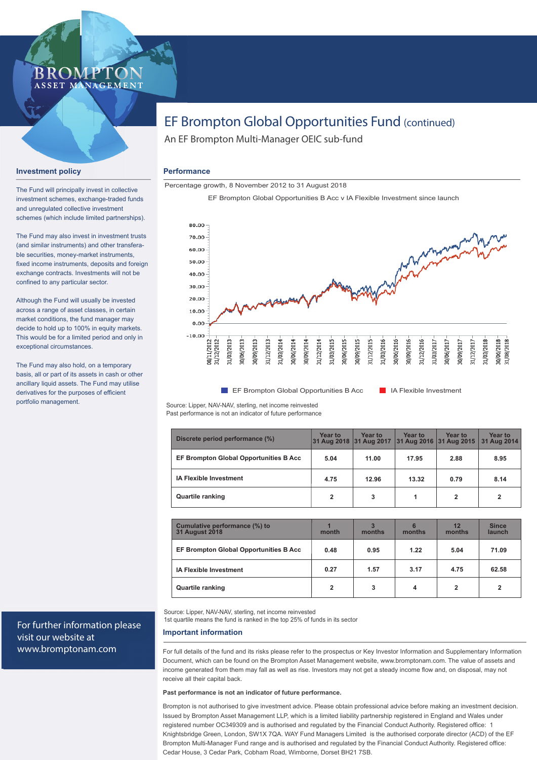# EF Brompton Global Opportunities Fund (continued)

An EF Brompton Multi-Manager OEIC sub-fund

## Investment policy

The Fund will principally invest in collective investment schemes, exchange-traded funds and unregulated collective investment schemes (which include limited partnerships).

The Fund may also invest in investment trusts (and similar instruments) and other transferable securities, money-market instruments, fixed income instruments, deposits and foreign exchange contracts. Investments will not be confined to any particular sector.

Although the Fund will usually be invested across a range of asset classes, in certain market conditions, the fund manager may decide to hold up to 100% in equity markets. This would be for a limited period and only in exceptional circumstances.

The Fund may also hold, on a temporary basis, all or part of its assets in cash or other ancillary liquid assets. The Fund may utilise derivatives for the purposes of efficient portfolio management.

For further information please visit our website at www.bromptonam.com

## Performance

Percentage growth, 8 November 2012 to 31 August 2018

EF Brompton Global Opportunities B Acc v IA Flexible Investment since launch

80.00
70.00
60.00
50.00
40.00
30.00
20.00
10.00
0.00
-10.00

08/11/2012 31/12/2012 31/03/2013 30/06/2013 30/09/2013 31/12/2013 31/03/2014 30/06/2014 30/09/2014 31/12/2014 31/03/2015 30/06/2015 30/09/2015 31/12/2015 31/03/2016 30/06/2016 30/09/2016 31/12/2016 31/03/2017 30/06/2017 30/09/2017 31/12/2017 31/03/2018 30/06/2018 31/08/2018

EF Brompton Global Opportunities B Acc    IA Flexible Investment

Source: Lipper, NAV-NAV, sterling, net income reinvested
Past performance is not an indicator of future performance

| Discrete period performance (%) | Year to 31 Aug 2018 | Year to 31 Aug 2017 | Year to 31 Aug 2016 | Year to 31 Aug 2015 | Year to 31 Aug 2014 |
|---|---|---|---|---|---|
| **EF Brompton Global Opportunities B Acc** | 5.04 | 11.00 | 17.95 | 2.88 | 8.95 |
| **IA Flexible Investment** | 4.75 | 12.96 | 13.32 | 0.79 | 8.14 |
| **Quartile ranking** | 2 | 3 | 1 | 2 | 2 |

| Cumulative performance (%) to 31 August 2018 | 1 month | 3 months | 6 months | 12 months | Since launch |
|---|---|---|---|---|---|
| **EF Brompton Global Opportunities B Acc** | 0.48 | 0.95 | 1.22 | 5.04 | 71.09 |
| **IA Flexible Investment** | 0.27 | 1.57 | 3.17 | 4.75 | 62.58 |
| **Quartile ranking** | 2 | 3 | 4 | 2 | 2 |

Source: Lipper, NAV-NAV, sterling, net income reinvested
1st quartile means the fund is ranked in the top 25% of funds in its sector

## Important information

For full details of the fund and its risks please refer to the prospectus or Key Investor Information and Supplementary Information Document, which can be found on the Brompton Asset Management website, www.bromptonam.com. The value of assets and income generated from them may fall as well as rise. Investors may not get a steady income flow and, on disposal, may not receive all their capital back.

**Past performance is not an indicator of future performance.**

Brompton is not authorised to give investment advice. Please obtain professional advice before making an investment decision. Issued by Brompton Asset Management LLP, which is a limited liability partnership registered in England and Wales under registered number OC349309 and is authorised and regulated by the Financial Conduct Authority. Registered office: 1 Knightsbridge Green, London, SW1X 7QA. WAY Fund Managers Limited is the authorised corporate director (ACD) of the EF Brompton Multi-Manager Fund range and is authorised and regulated by the Financial Conduct Authority. Registered office: Cedar House, 3 Cedar Park, Cobham Road, Wimborne, Dorset BH21 7SB.